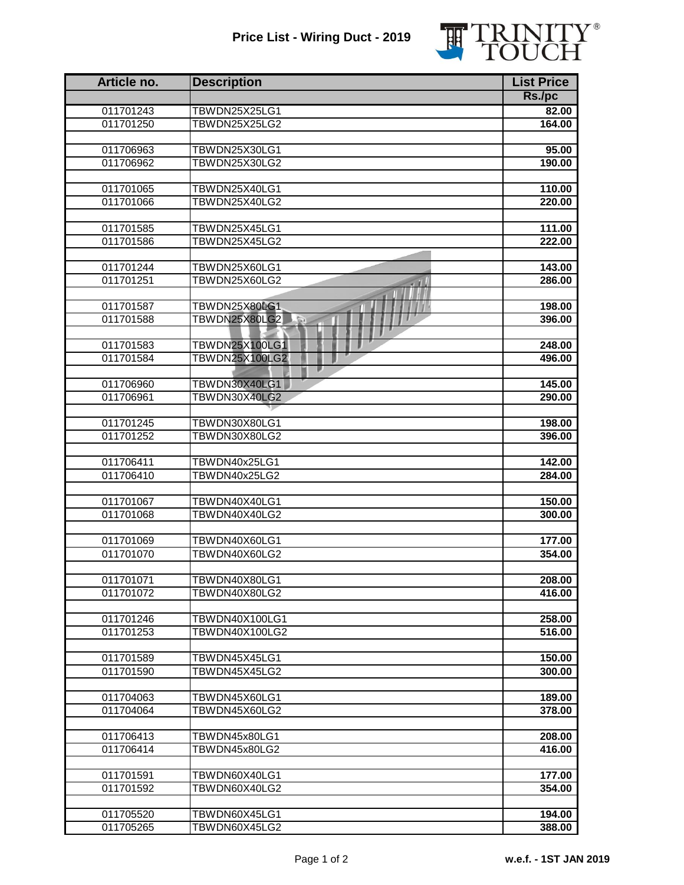# Price List - Wiring Duct - 2019

TRINITY® TOUCH

| Article no. | Description | List Price Rs./pc |
|---|---|---|
| 011701243 | TBWDN25X25LG1 | 82.00 |
| 011701250 | TBWDN25X25LG2 | 164.00 |
| | | |
| 011706963 | TBWDN25X30LG1 | 95.00 |
| 011706962 | TBWDN25X30LG2 | 190.00 |
| | | |
| 011701065 | TBWDN25X40LG1 | 110.00 |
| 011701066 | TBWDN25X40LG2 | 220.00 |
| | | |
| 011701585 | TBWDN25X45LG1 | 111.00 |
| 011701586 | TBWDN25X45LG2 | 222.00 |
| | | |
| 011701244 | TBWDN25X60LG1 | 143.00 |
| 011701251 | TBWDN25X60LG2 | 286.00 |
| | | |
| 011701587 | TBWDN25X80LG1 | 198.00 |
| 011701588 | TBWDN25X80LG2 | 396.00 |
| | | |
| 011701583 | TBWDN25X100LG1 | 248.00 |
| 011701584 | TBWDN25X100LG2 | 496.00 |
| | | |
| 011706960 | TBWDN30X40LG1 | 145.00 |
| 011706961 | TBWDN30X40LG2 | 290.00 |
| | | |
| 011701245 | TBWDN30X80LG1 | 198.00 |
| 011701252 | TBWDN30X80LG2 | 396.00 |
| | | |
| 011706411 | TBWDN40x25LG1 | 142.00 |
| 011706410 | TBWDN40x25LG2 | 284.00 |
| | | |
| 011701067 | TBWDN40X40LG1 | 150.00 |
| 011701068 | TBWDN40X40LG2 | 300.00 |
| | | |
| 011701069 | TBWDN40X60LG1 | 177.00 |
| 011701070 | TBWDN40X60LG2 | 354.00 |
| | | |
| 011701071 | TBWDN40X80LG1 | 208.00 |
| 011701072 | TBWDN40X80LG2 | 416.00 |
| | | |
| 011701246 | TBWDN40X100LG1 | 258.00 |
| 011701253 | TBWDN40X100LG2 | 516.00 |
| | | |
| 011701589 | TBWDN45X45LG1 | 150.00 |
| 011701590 | TBWDN45X45LG2 | 300.00 |
| | | |
| 011704063 | TBWDN45X60LG1 | 189.00 |
| 011704064 | TBWDN45X60LG2 | 378.00 |
| | | |
| 011706413 | TBWDN45x80LG1 | 208.00 |
| 011706414 | TBWDN45x80LG2 | 416.00 |
| | | |
| 011701591 | TBWDN60X40LG1 | 177.00 |
| 011701592 | TBWDN60X40LG2 | 354.00 |
| | | |
| 011705520 | TBWDN60X45LG1 | 194.00 |
| 011705265 | TBWDN60X45LG2 | 388.00 |

**w.e.f. - 1ST JAN 2019**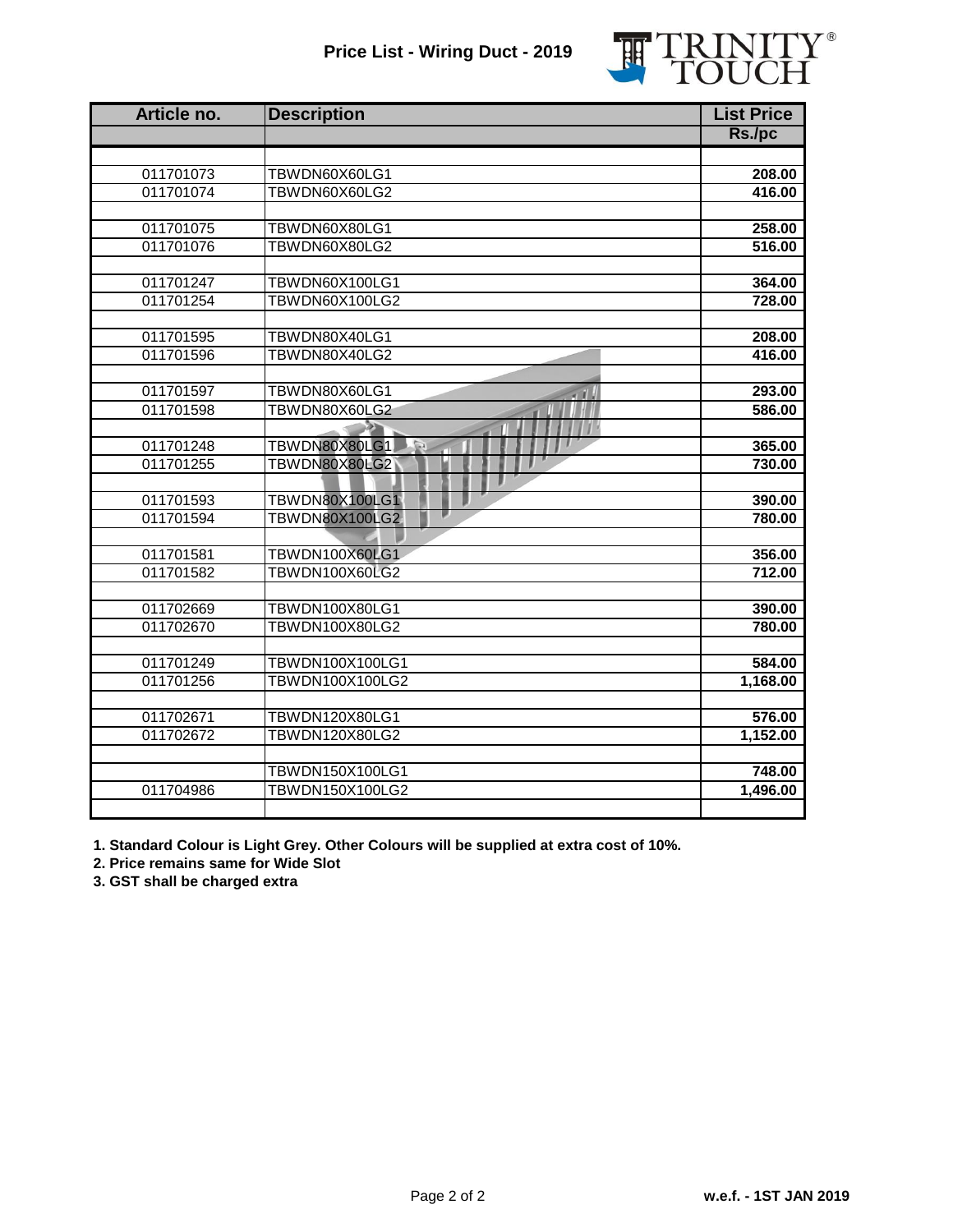# Price List - Wiring Duct - 2019

| Article no. | Description | List Price Rs./pc |
| --- | --- | --- |
| 011701073 | TBWDN60X60LG1 | 208.00 |
| 011701074 | TBWDN60X60LG2 | 416.00 |
| | | |
| 011701075 | TBWDN60X80LG1 | 258.00 |
| 011701076 | TBWDN60X80LG2 | 516.00 |
| | | |
| 011701247 | TBWDN60X100LG1 | 364.00 |
| 011701254 | TBWDN60X100LG2 | 728.00 |
| | | |
| 011701595 | TBWDN80X40LG1 | 208.00 |
| 011701596 | TBWDN80X40LG2 | 416.00 |
| | | |
| 011701597 | TBWDN80X60LG1 | 293.00 |
| 011701598 | TBWDN80X60LG2 | 586.00 |
| | | |
| 011701248 | TBWDN80X80LG1 | 365.00 |
| 011701255 | TBWDN80X80LG2 | 730.00 |
| | | |
| 011701593 | TBWDN80X100LG1 | 390.00 |
| 011701594 | TBWDN80X100LG2 | 780.00 |
| | | |
| 011701581 | TBWDN100X60LG1 | 356.00 |
| 011701582 | TBWDN100X60LG2 | 712.00 |
| | | |
| 011702669 | TBWDN100X80LG1 | 390.00 |
| 011702670 | TBWDN100X80LG2 | 780.00 |
| | | |
| 011701249 | TBWDN100X100LG1 | 584.00 |
| 011701256 | TBWDN100X100LG2 | 1,168.00 |
| | | |
| 011702671 | TBWDN120X80LG1 | 576.00 |
| 011702672 | TBWDN120X80LG2 | 1,152.00 |
| | | |
| | TBWDN150X100LG1 | 748.00 |
| 011704986 | TBWDN150X100LG2 | 1,496.00 |

**1. Standard Colour is Light Grey. Other Colours will be supplied at extra cost of 10%.**

**2. Price remains same for Wide Slot**

**3. GST shall be charged extra**

**w.e.f. - 1ST JAN 2019**